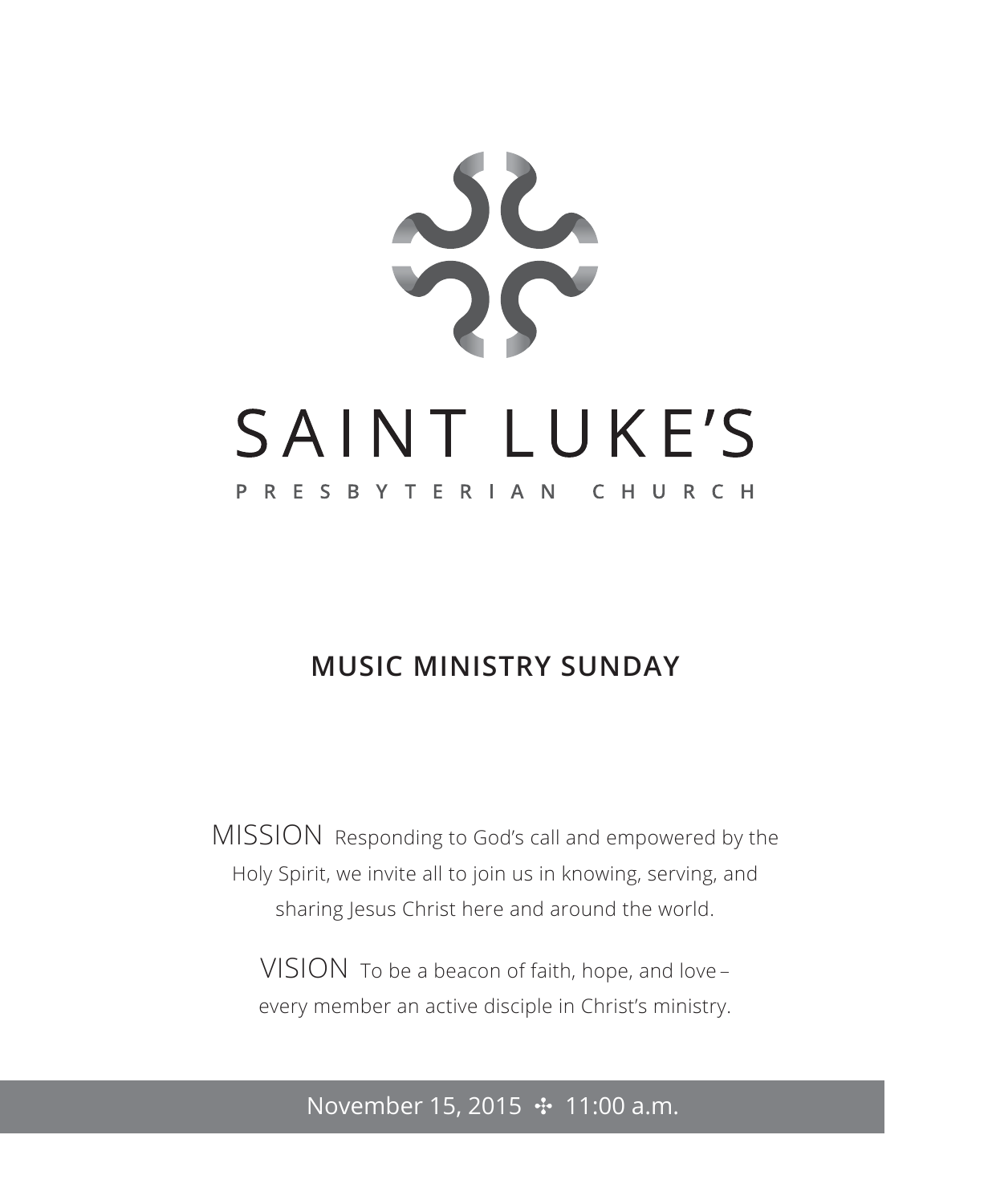# SAINT LUKE'S

PRESBYTERIAN CHURCH

## MUSIC MINISTRY SUNDAY

MISSION Responding to God's call and empowered by the Holy Spirit, we invite all to join us in knowing, serving, and sharing Jesus Christ here and around the world.

VISION To be a beacon of faith, hope, and love – every member an active disciple in Christ's ministry.

November 15, 2015 ✣ 11:00 a.m.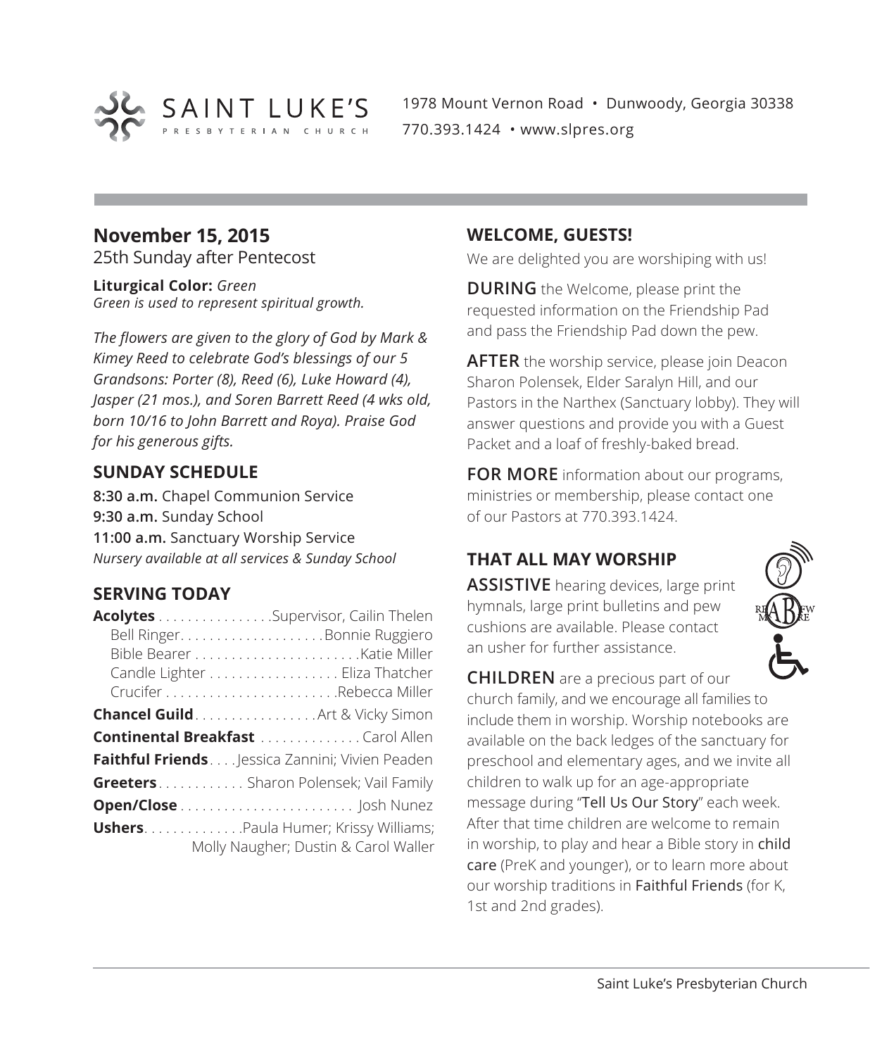# SAINT LUKE'S
PRESBYTERIAN CHURCH

1978 Mount Vernon Road • Dunwoody, Georgia 30338
770.393.1424 • www.slpres.org

## November 15, 2015

25th Sunday after Pentecost

**Liturgical Color:** *Green*
*Green is used to represent spiritual growth.*

*The flowers are given to the glory of God by Mark & Kimey Reed to celebrate God's blessings of our 5 Grandsons: Porter (8), Reed (6), Luke Howard (4), Jasper (21 mos.), and Soren Barrett Reed (4 wks old, born 10/16 to John Barrett and Roya). Praise God for his generous gifts.*

## SUNDAY SCHEDULE

**8:30 a.m.** Chapel Communion Service
**9:30 a.m.** Sunday School
**11:00 a.m.** Sanctuary Worship Service
*Nursery available at all services & Sunday School*

## SERVING TODAY

**Acolytes** . . . . . . . . . . . . . . . .Supervisor, Cailin Thelen
Bell Ringer. . . . . . . . . . . . . . . . . . . .Bonnie Ruggiero
Bible Bearer . . . . . . . . . . . . . . . . . . . . . . .Katie Miller
Candle Lighter . . . . . . . . . . . . . . . . . . Eliza Thatcher
Crucifer . . . . . . . . . . . . . . . . . . . . . . . .Rebecca Miller

**Chancel Guild**. . . . . . . . . . . . . . . . .Art & Vicky Simon

**Continental Breakfast** . . . . . . . . . . . . . . Carol Allen

**Faithful Friends**. . . .Jessica Zannini; Vivien Peaden

**Greeters**. . . . . . . . . . . . Sharon Polensek; Vail Family

**Open/Close** . . . . . . . . . . . . . . . . . . . . . . . . Josh Nunez

**Ushers**. . . . . . . . . . . . .Paula Humer; Krissy Williams; Molly Naugher; Dustin & Carol Waller

## WELCOME, GUESTS!

We are delighted you are worshiping with us!

**DURING** the Welcome, please print the requested information on the Friendship Pad and pass the Friendship Pad down the pew.

**AFTER** the worship service, please join Deacon Sharon Polensek, Elder Saralyn Hill, and our Pastors in the Narthex (Sanctuary lobby). They will answer questions and provide you with a Guest Packet and a loaf of freshly-baked bread.

**FOR MORE** information about our programs, ministries or membership, please contact one of our Pastors at 770.393.1424.

## THAT ALL MAY WORSHIP

**ASSISTIVE** hearing devices, large print hymnals, large print bulletins and pew cushions are available. Please contact an usher for further assistance.

**CHILDREN** are a precious part of our church family, and we encourage all families to include them in worship. Worship notebooks are available on the back ledges of the sanctuary for preschool and elementary ages, and we invite all children to walk up for an age-appropriate message during "Tell Us Our Story" each week. After that time children are welcome to remain in worship, to play and hear a Bible story in child care (PreK and younger), or to learn more about our worship traditions in Faithful Friends (for K, 1st and 2nd grades).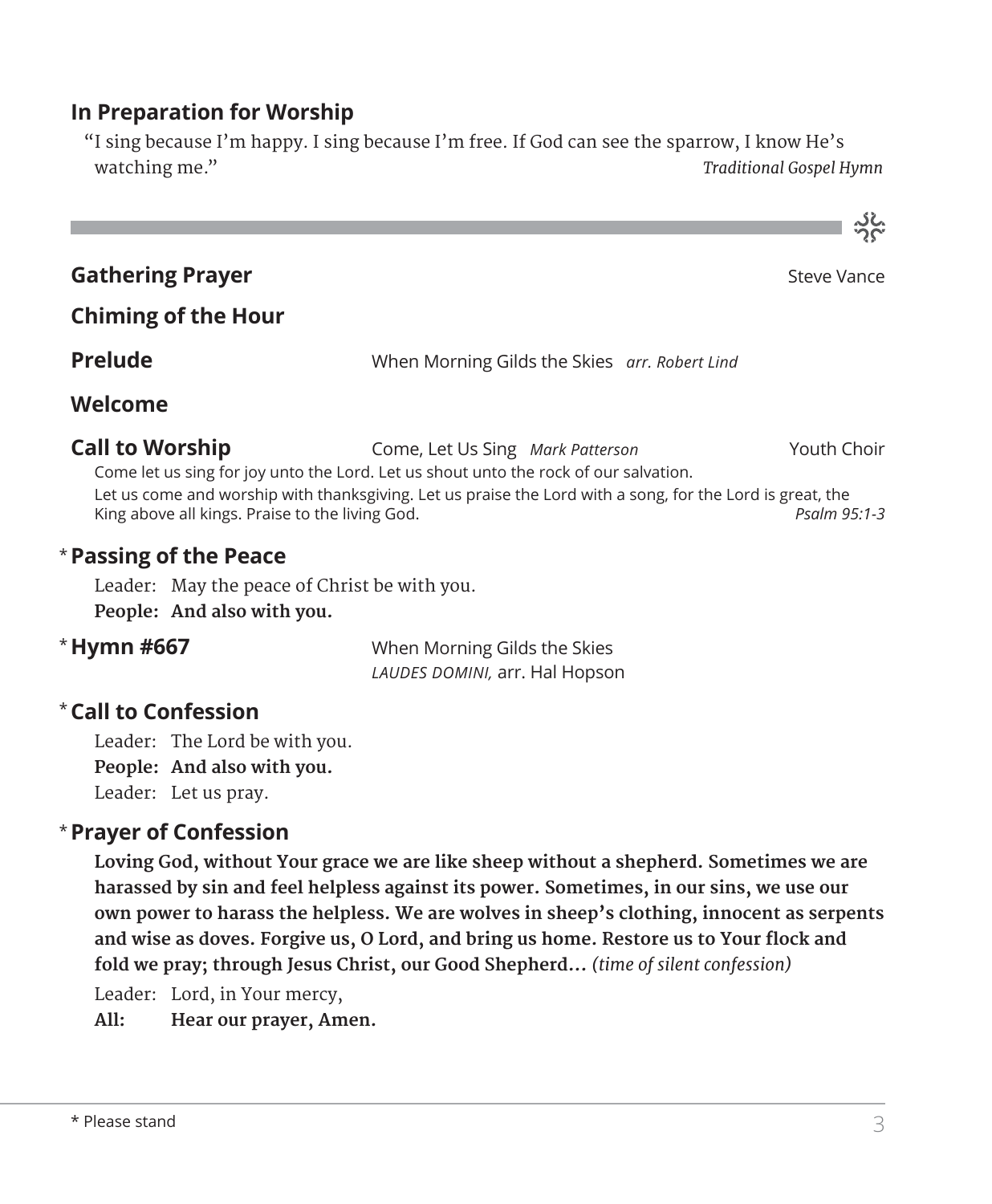## In Preparation for Worship

"I sing because I'm happy. I sing because I'm free. If God can see the sparrow, I know He's watching me." *Traditional Gospel Hymn*

---

**Gathering Prayer** Steve Vance

**Chiming of the Hour**

**Prelude** When Morning Gilds the Skies *arr. Robert Lind*

**Welcome**

**Call to Worship** Come, Let Us Sing *Mark Patterson* Youth Choir

Come let us sing for joy unto the Lord. Let us shout unto the rock of our salvation.
Let us come and worship with thanksgiving. Let us praise the Lord with a song, for the Lord is great, the King above all kings. Praise to the living God. *Psalm 95:1-3*

* **Passing of the Peace**

Leader: May the peace of Christ be with you.
**People: And also with you.**

* **Hymn #667** When Morning Gilds the Skies
*LAUDES DOMINI,* arr. Hal Hopson

* **Call to Confession**

Leader: The Lord be with you.
**People: And also with you.**
Leader: Let us pray.

* **Prayer of Confession**

**Loving God, without Your grace we are like sheep without a shepherd. Sometimes we are harassed by sin and feel helpless against its power. Sometimes, in our sins, we use our own power to harass the helpless. We are wolves in sheep's clothing, innocent as serpents and wise as doves. Forgive us, O Lord, and bring us home. Restore us to Your flock and fold we pray; through Jesus Christ, our Good Shepherd…** *(time of silent confession)*

Leader: Lord, in Your mercy,
**All: Hear our prayer, Amen.**

\* Please stand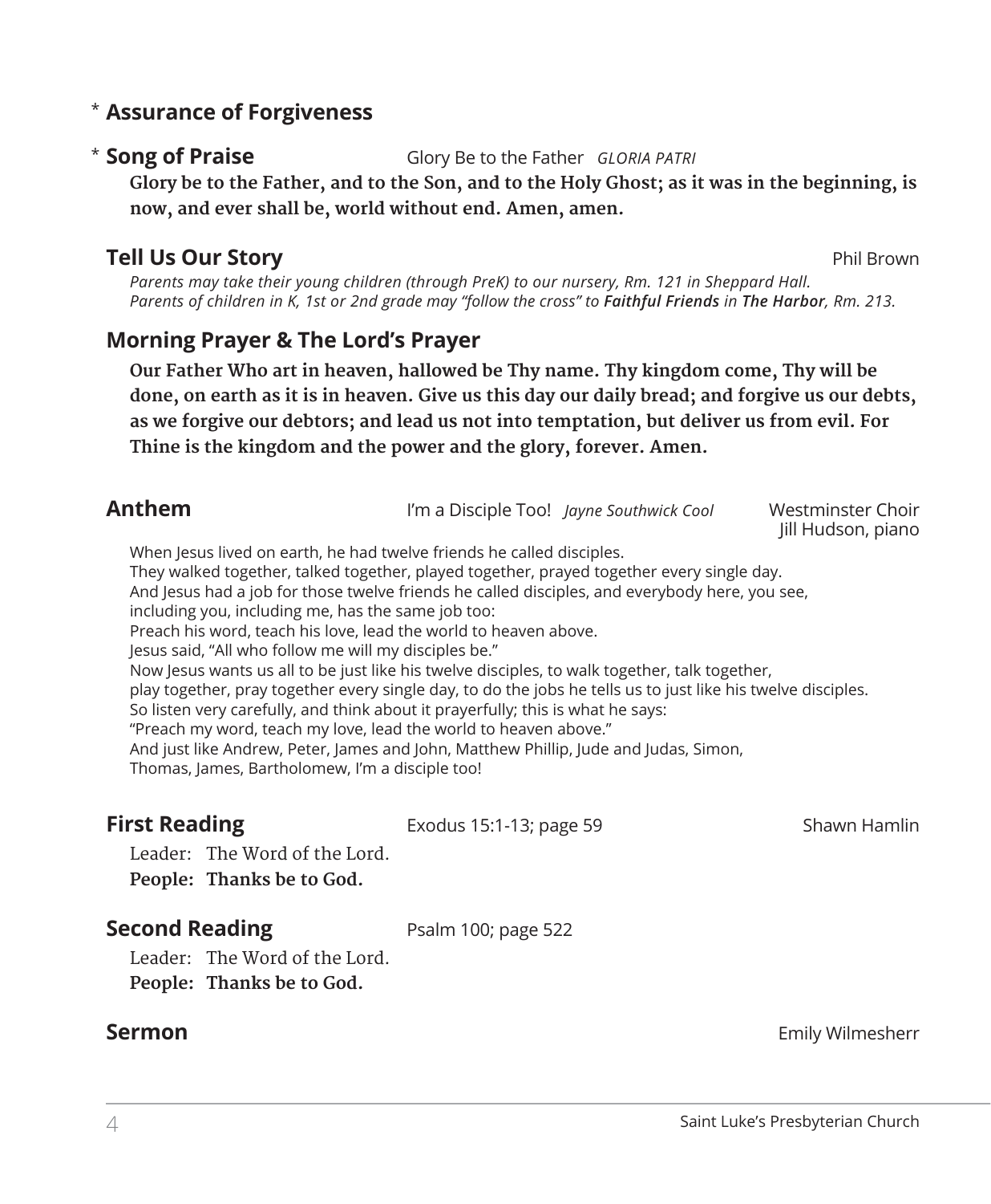## * Assurance of Forgiveness

## * Song of Praise

Glory Be to the Father *GLORIA PATRI*

**Glory be to the Father, and to the Son, and to the Holy Ghost; as it was in the beginning, is now, and ever shall be, world without end. Amen, amen.**

## Tell Us Our Story

Phil Brown

*Parents may take their young children (through PreK) to our nursery, Rm. 121 in Sheppard Hall.*
*Parents of children in K, 1st or 2nd grade may "follow the cross" to **Faithful Friends** in **The Harbor**, Rm. 213.*

## Morning Prayer & The Lord's Prayer

**Our Father Who art in heaven, hallowed be Thy name. Thy kingdom come, Thy will be done, on earth as it is in heaven. Give us this day our daily bread; and forgive us our debts, as we forgive our debtors; and lead us not into temptation, but deliver us from evil. For Thine is the kingdom and the power and the glory, forever. Amen.**

## Anthem

I'm a Disciple Too! *Jayne Southwick Cool*

Westminster Choir
Jill Hudson, piano

When Jesus lived on earth, he had twelve friends he called disciples.
They walked together, talked together, played together, prayed together every single day.
And Jesus had a job for those twelve friends he called disciples, and everybody here, you see,
including you, including me, has the same job too:
Preach his word, teach his love, lead the world to heaven above.
Jesus said, "All who follow me will my disciples be."
Now Jesus wants us all to be just like his twelve disciples, to walk together, talk together,
play together, pray together every single day, to do the jobs he tells us to just like his twelve disciples.
So listen very carefully, and think about it prayerfully; this is what he says:
"Preach my word, teach my love, lead the world to heaven above."
And just like Andrew, Peter, James and John, Matthew Phillip, Jude and Judas, Simon,
Thomas, James, Bartholomew, I'm a disciple too!

## First Reading

Exodus 15:1-13; page 59

Shawn Hamlin

Leader: The Word of the Lord.
**People: Thanks be to God.**

## Second Reading

Psalm 100; page 522

Leader: The Word of the Lord.
**People: Thanks be to God.**

## Sermon

Emily Wilmesherr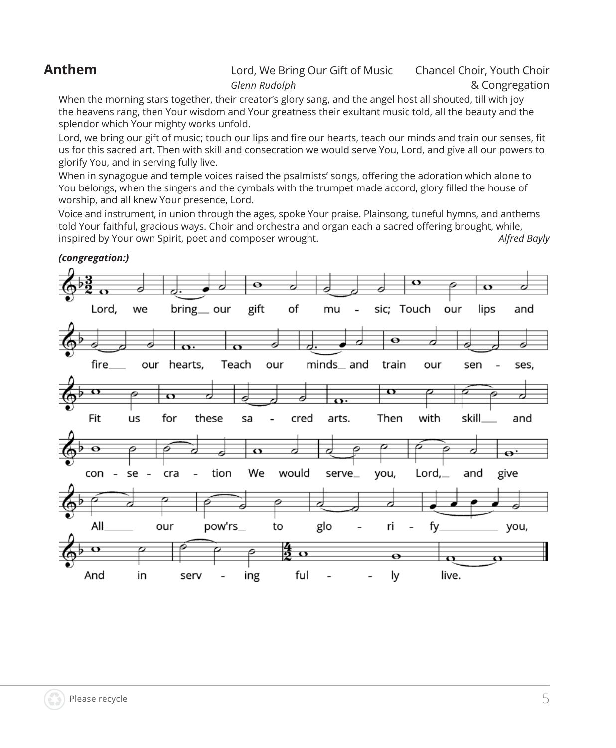## Anthem

Lord, We Bring Our Gift of Music — Chancel Choir, Youth Choir & Congregation
*Glenn Rudolph*

When the morning stars together, their creator's glory sang, and the angel host all shouted, till with joy the heavens rang, then Your wisdom and Your greatness their exultant music told, all the beauty and the splendor which Your mighty works unfold.

Lord, we bring our gift of music; touch our lips and fire our hearts, teach our minds and train our senses, fit us for this sacred art. Then with skill and consecration we would serve You, Lord, and give all our powers to glorify You, and in serving fully live.

When in synagogue and temple voices raised the psalmists' songs, offering the adoration which alone to You belongs, when the singers and the cymbals with the trumpet made accord, glory filled the house of worship, and all knew Your presence, Lord.

Voice and instrument, in union through the ages, spoke Your praise. Plainsong, tuneful hymns, and anthems told Your faithful, gracious ways. Choir and orchestra and organ each a sacred offering brought, while, inspired by Your own Spirit, poet and composer wrought. *Alfred Bayly*

***(congregation:)***

Lord, we bring our gift of music; Touch our lips and fire our hearts, Teach our minds and train our senses, Fit us for these sacred arts. Then with skill and consecration We would serve you, Lord, and give All our pow'rs to glorify you, And in serving fully live.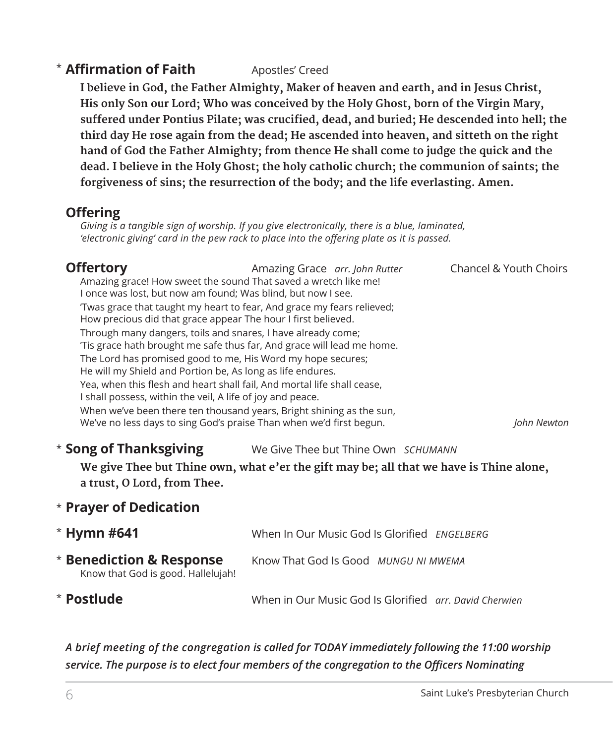\* **Affirmation of Faith** Apostles' Creed

**I believe in God, the Father Almighty, Maker of heaven and earth, and in Jesus Christ, His only Son our Lord; Who was conceived by the Holy Ghost, born of the Virgin Mary, suffered under Pontius Pilate; was crucified, dead, and buried; He descended into hell; the third day He rose again from the dead; He ascended into heaven, and sitteth on the right hand of God the Father Almighty; from thence He shall come to judge the quick and the dead. I believe in the Holy Ghost; the holy catholic church; the communion of saints; the forgiveness of sins; the resurrection of the body; and the life everlasting. Amen.**

**Offering**

*Giving is a tangible sign of worship. If you give electronically, there is a blue, laminated, 'electronic giving' card in the pew rack to place into the offering plate as it is passed.*

**Offertory** Amazing Grace *arr. John Rutter* Chancel & Youth Choirs

Amazing grace! How sweet the sound That saved a wretch like me!
I once was lost, but now am found; Was blind, but now I see.
'Twas grace that taught my heart to fear, And grace my fears relieved;
How precious did that grace appear The hour I first believed.
Through many dangers, toils and snares, I have already come;
'Tis grace hath brought me safe thus far, And grace will lead me home.
The Lord has promised good to me, His Word my hope secures;
He will my Shield and Portion be, As long as life endures.
Yea, when this flesh and heart shall fail, And mortal life shall cease,
I shall possess, within the veil, A life of joy and peace.
When we've been there ten thousand years, Bright shining as the sun,
We've no less days to sing God's praise Than when we'd first begun. *John Newton*

\* **Song of Thanksgiving** We Give Thee but Thine Own *SCHUMANN*

**We give Thee but Thine own, what e'er the gift may be; all that we have is Thine alone, a trust, O Lord, from Thee.**

\* **Prayer of Dedication**

\* **Hymn #641** When In Our Music God Is Glorified *ENGELBERG*

\* **Benediction & Response** Know That God Is Good *MUNGU NI MWEMA*

Know that God is good. Hallelujah!

\* **Postlude** When in Our Music God Is Glorified *arr. David Cherwien*

***A brief meeting of the congregation is called for TODAY immediately following the 11:00 worship service. The purpose is to elect four members of the congregation to the Officers Nominating***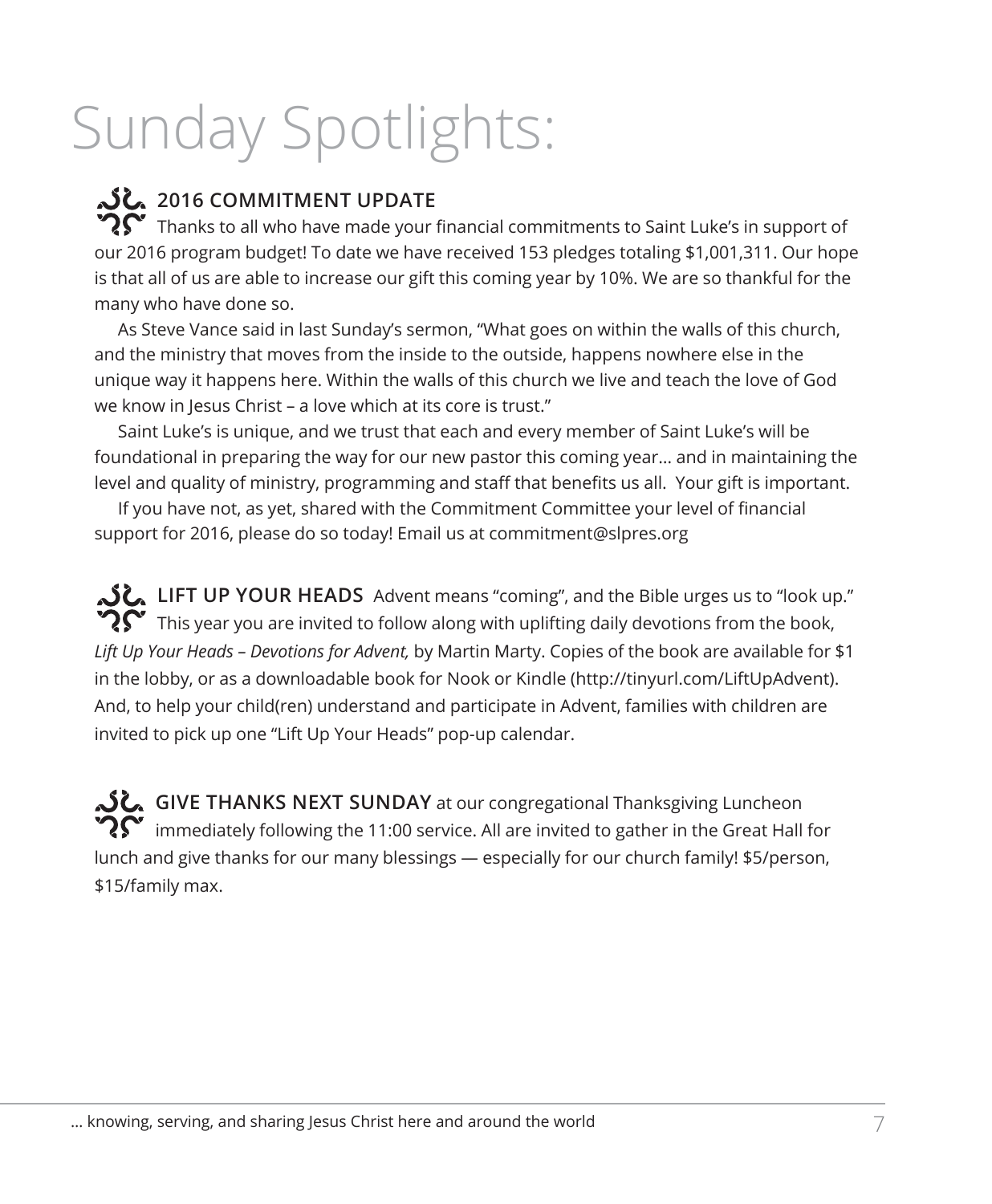# Sunday Spotlights:

**2016 COMMITMENT UPDATE** Thanks to all who have made your financial commitments to Saint Luke's in support of our 2016 program budget! To date we have received 153 pledges totaling $1,001,311. Our hope is that all of us are able to increase our gift this coming year by 10%. We are so thankful for the many who have done so.

As Steve Vance said in last Sunday's sermon, "What goes on within the walls of this church, and the ministry that moves from the inside to the outside, happens nowhere else in the unique way it happens here. Within the walls of this church we live and teach the love of God we know in Jesus Christ – a love which at its core is trust."

Saint Luke's is unique, and we trust that each and every member of Saint Luke's will be foundational in preparing the way for our new pastor this coming year… and in maintaining the level and quality of ministry, programming and staff that benefits us all. Your gift is important.

If you have not, as yet, shared with the Commitment Committee your level of financial support for 2016, please do so today! Email us at commitment@slpres.org

**LIFT UP YOUR HEADS** Advent means "coming", and the Bible urges us to "look up." This year you are invited to follow along with uplifting daily devotions from the book, *Lift Up Your Heads – Devotions for Advent,* by Martin Marty. Copies of the book are available for $1 in the lobby, or as a downloadable book for Nook or Kindle (http://tinyurl.com/LiftUpAdvent). And, to help your child(ren) understand and participate in Advent, families with children are invited to pick up one "Lift Up Your Heads" pop-up calendar.

**GIVE THANKS NEXT SUNDAY** at our congregational Thanksgiving Luncheon immediately following the 11:00 service. All are invited to gather in the Great Hall for lunch and give thanks for our many blessings — especially for our church family! $5/person, $15/family max.

… knowing, serving, and sharing Jesus Christ here and around the world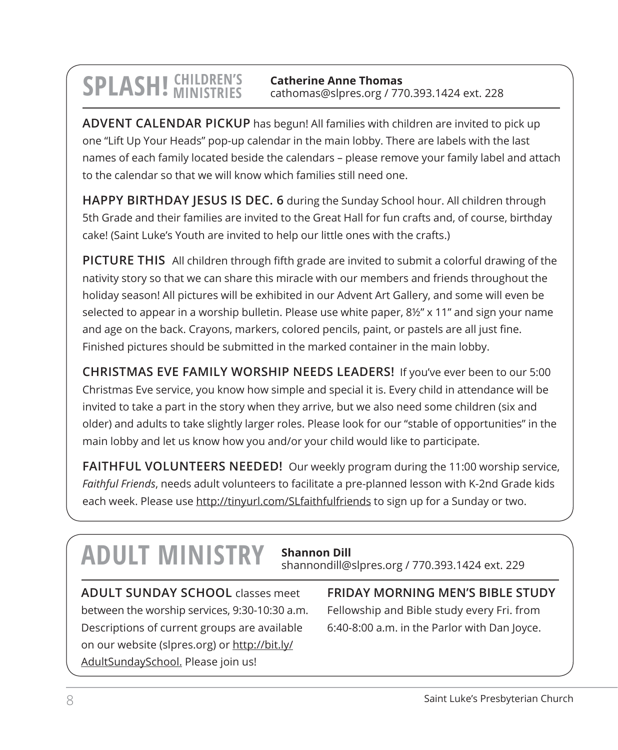## SPLASH! CHILDREN'S MINISTRIES

**Catherine Anne Thomas**
cathomas@slpres.org / 770.393.1424 ext. 228

**ADVENT CALENDAR PICKUP** has begun! All families with children are invited to pick up one "Lift Up Your Heads" pop-up calendar in the main lobby. There are labels with the last names of each family located beside the calendars – please remove your family label and attach to the calendar so that we will know which families still need one.

**HAPPY BIRTHDAY JESUS IS DEC. 6** during the Sunday School hour. All children through 5th Grade and their families are invited to the Great Hall for fun crafts and, of course, birthday cake! (Saint Luke's Youth are invited to help our little ones with the crafts.)

**PICTURE THIS** All children through fifth grade are invited to submit a colorful drawing of the nativity story so that we can share this miracle with our members and friends throughout the holiday season! All pictures will be exhibited in our Advent Art Gallery, and some will even be selected to appear in a worship bulletin. Please use white paper, 8½" x 11" and sign your name and age on the back. Crayons, markers, colored pencils, paint, or pastels are all just fine. Finished pictures should be submitted in the marked container in the main lobby.

**CHRISTMAS EVE FAMILY WORSHIP NEEDS LEADERS!** If you've ever been to our 5:00 Christmas Eve service, you know how simple and special it is. Every child in attendance will be invited to take a part in the story when they arrive, but we also need some children (six and older) and adults to take slightly larger roles. Please look for our "stable of opportunities" in the main lobby and let us know how you and/or your child would like to participate.

**FAITHFUL VOLUNTEERS NEEDED!** Our weekly program during the 11:00 worship service, *Faithful Friends*, needs adult volunteers to facilitate a pre-planned lesson with K-2nd Grade kids each week. Please use http://tinyurl.com/SLfaithfulfriends to sign up for a Sunday or two.

## ADULT MINISTRY

**Shannon Dill**
shannondill@slpres.org / 770.393.1424 ext. 229

**ADULT SUNDAY SCHOOL** classes meet between the worship services, 9:30-10:30 a.m. Descriptions of current groups are available on our website (slpres.org) or http://bit.ly/AdultSundaySchool. Please join us!

**FRIDAY MORNING MEN'S BIBLE STUDY**
Fellowship and Bible study every Fri. from 6:40-8:00 a.m. in the Parlor with Dan Joyce.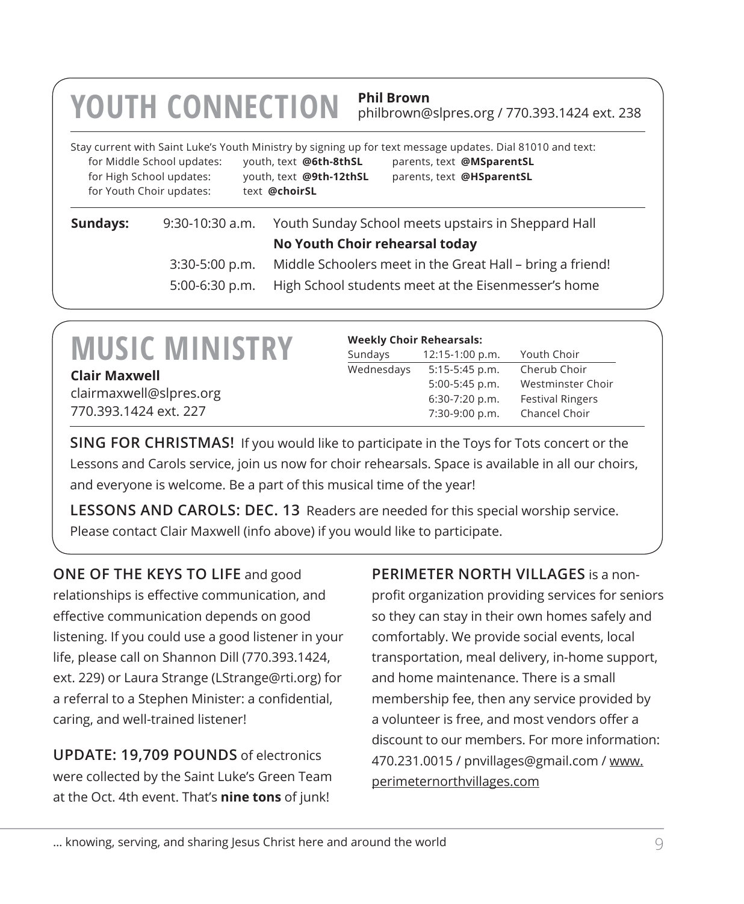# YOUTH CONNECTION

**Phil Brown**
philbrown@slpres.org / 770.393.1424 ext. 238

Stay current with Saint Luke's Youth Ministry by signing up for text message updates. Dial 81010 and text:

| | | |
|---|---|---|
| for Middle School updates: | youth, text **@6th-8thSL** | parents, text **@MSparentSL** |
| for High School updates: | youth, text **@9th-12thSL** | parents, text **@HSparentSL** |
| for Youth Choir updates: | text **@choirSL** | |

| | | |
|---|---|---|
| **Sundays:** | 9:30-10:30 a.m. | Youth Sunday School meets upstairs in Sheppard Hall |
| | | **No Youth Choir rehearsal today** |
| | 3:30-5:00 p.m. | Middle Schoolers meet in the Great Hall – bring a friend! |
| | 5:00-6:30 p.m. | High School students meet at the Eisenmesser's home |

# MUSIC MINISTRY

**Clair Maxwell**
clairmaxwell@slpres.org
770.393.1424 ext. 227

**Weekly Choir Rehearsals:**

| | | |
|---|---|---|
| Sundays | 12:15-1:00 p.m. | Youth Choir |
| Wednesdays | 5:15-5:45 p.m. | Cherub Choir |
| | 5:00-5:45 p.m. | Westminster Choir |
| | 6:30-7:20 p.m. | Festival Ringers |
| | 7:30-9:00 p.m. | Chancel Choir |

**SING FOR CHRISTMAS!** If you would like to participate in the Toys for Tots concert or the Lessons and Carols service, join us now for choir rehearsals. Space is available in all our choirs, and everyone is welcome. Be a part of this musical time of the year!

**LESSONS AND CAROLS: DEC. 13** Readers are needed for this special worship service. Please contact Clair Maxwell (info above) if you would like to participate.

**ONE OF THE KEYS TO LIFE** and good relationships is effective communication, and effective communication depends on good listening. If you could use a good listener in your life, please call on Shannon Dill (770.393.1424, ext. 229) or Laura Strange (LStrange@rti.org) for a referral to a Stephen Minister: a confidential, caring, and well-trained listener!

**UPDATE: 19,709 POUNDS** of electronics were collected by the Saint Luke's Green Team at the Oct. 4th event. That's **nine tons** of junk!

**PERIMETER NORTH VILLAGES** is a non-profit organization providing services for seniors so they can stay in their own homes safely and comfortably. We provide social events, local transportation, meal delivery, in-home support, and home maintenance. There is a small membership fee, then any service provided by a volunteer is free, and most vendors offer a discount to our members. For more information: 470.231.0015 / pnvillages@gmail.com / www.perimeternorthvillages.com

... knowing, serving, and sharing Jesus Christ here and around the world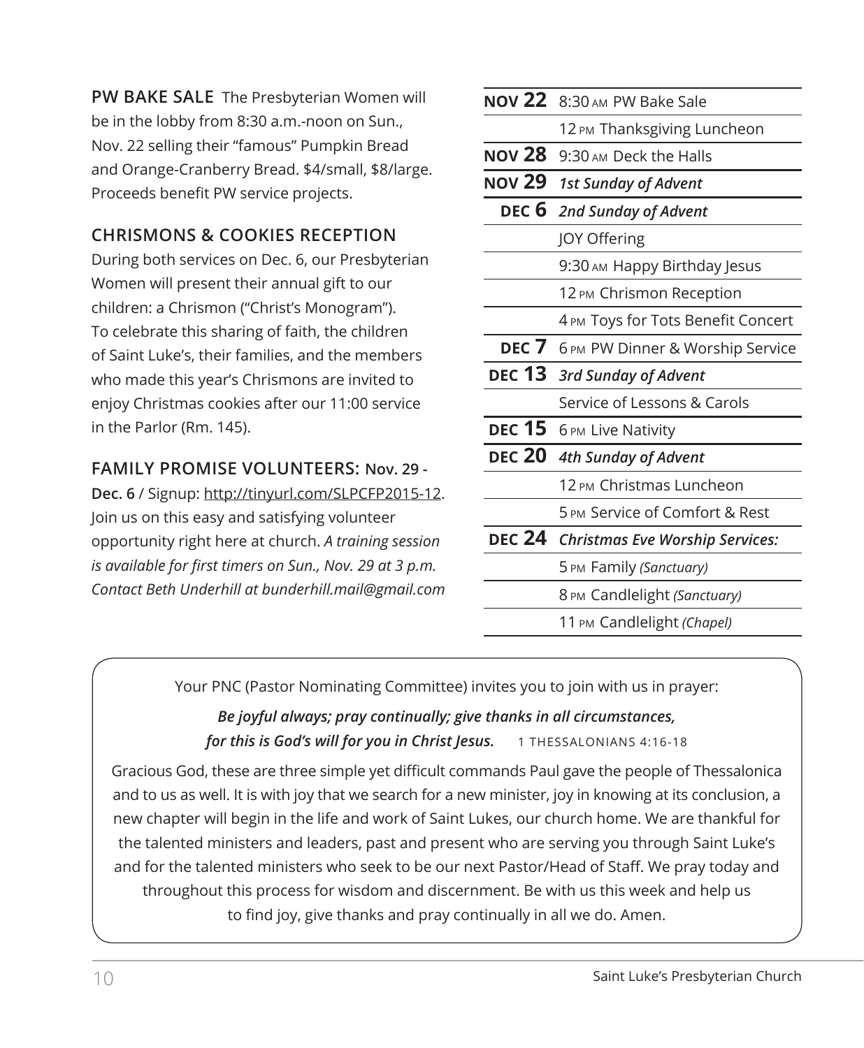**PW BAKE SALE** The Presbyterian Women will be in the lobby from 8:30 a.m.-noon on Sun., Nov. 22 selling their "famous" Pumpkin Bread and Orange-Cranberry Bread. $4/small, $8/large. Proceeds benefit PW service projects.

## CHRISMONS & COOKIES RECEPTION

During both services on Dec. 6, our Presbyterian Women will present their annual gift to our children: a Chrismon ("Christ's Monogram"). To celebrate this sharing of faith, the children of Saint Luke's, their families, and the members who made this year's Chrismons are invited to enjoy Christmas cookies after our 11:00 service in the Parlor (Rm. 145).

## FAMILY PROMISE VOLUNTEERS: Nov. 29 - Dec. 6

**Nov. 29 - Dec. 6** / Signup: http://tinyurl.com/SLPCFP2015-12. Join us on this easy and satisfying volunteer opportunity right here at church. *A training session is available for first timers on Sun., Nov. 29 at 3 p.m. Contact Beth Underhill at bunderhill.mail@gmail.com*

| | |
|---|---|
| **NOV 22** | 8:30 AM PW Bake Sale |
| | 12 PM Thanksgiving Luncheon |
| **NOV 28** | 9:30 AM Deck the Halls |
| **NOV 29** | ***1st Sunday of Advent*** |
| **DEC 6** | ***2nd Sunday of Advent*** |
| | JOY Offering |
| | 9:30 AM Happy Birthday Jesus |
| | 12 PM Chrismon Reception |
| | 4 PM Toys for Tots Benefit Concert |
| **DEC 7** | 6 PM PW Dinner & Worship Service |
| **DEC 13** | ***3rd Sunday of Advent*** |
| | Service of Lessons & Carols |
| **DEC 15** | 6 PM Live Nativity |
| **DEC 20** | ***4th Sunday of Advent*** |
| | 12 PM Christmas Luncheon |
| | 5 PM Service of Comfort & Rest |
| **DEC 24** | ***Christmas Eve Worship Services:*** |
| | 5 PM Family *(Sanctuary)* |
| | 8 PM Candlelight *(Sanctuary)* |
| | 11 PM Candlelight *(Chapel)* |

Your PNC (Pastor Nominating Committee) invites you to join with us in prayer:

***Be joyful always; pray continually; give thanks in all circumstances, for this is God's will for you in Christ Jesus.*** 1 THESSALONIANS 4:16-18

Gracious God, these are three simple yet difficult commands Paul gave the people of Thessalonica and to us as well. It is with joy that we search for a new minister, joy in knowing at its conclusion, a new chapter will begin in the life and work of Saint Lukes, our church home. We are thankful for the talented ministers and leaders, past and present who are serving you through Saint Luke's and for the talented ministers who seek to be our next Pastor/Head of Staff. We pray today and throughout this process for wisdom and discernment. Be with us this week and help us to find joy, give thanks and pray continually in all we do. Amen.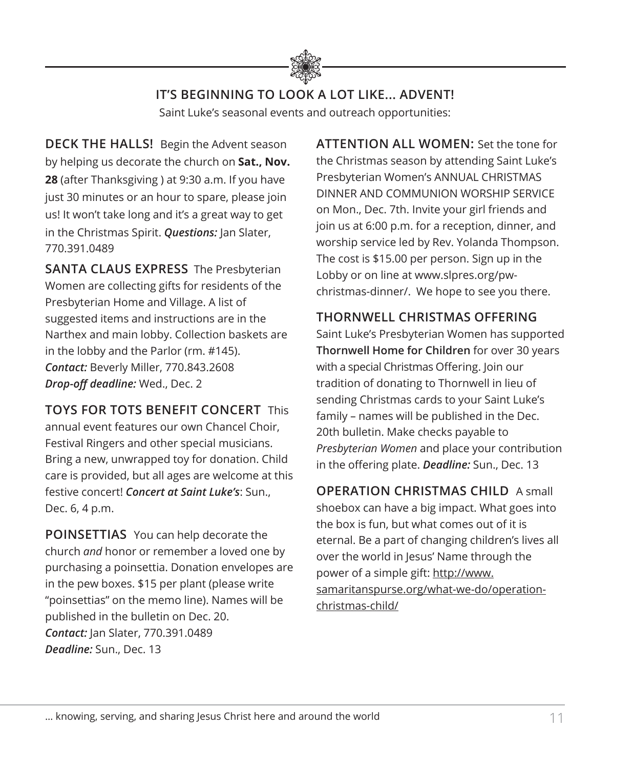## IT'S BEGINNING TO LOOK A LOT LIKE... ADVENT!

Saint Luke's seasonal events and outreach opportunities:

**DECK THE HALLS!** Begin the Advent season by helping us decorate the church on **Sat., Nov. 28** (after Thanksgiving ) at 9:30 a.m. If you have just 30 minutes or an hour to spare, please join us! It won't take long and it's a great way to get in the Christmas Spirit. ***Questions:*** Jan Slater, 770.391.0489

**SANTA CLAUS EXPRESS** The Presbyterian Women are collecting gifts for residents of the Presbyterian Home and Village. A list of suggested items and instructions are in the Narthex and main lobby. Collection baskets are in the lobby and the Parlor (rm. #145).
***Contact:*** Beverly Miller, 770.843.2608
***Drop-off deadline:*** Wed., Dec. 2

**TOYS FOR TOTS BENEFIT CONCERT** This annual event features our own Chancel Choir, Festival Ringers and other special musicians. Bring a new, unwrapped toy for donation. Child care is provided, but all ages are welcome at this festive concert! ***Concert at Saint Luke's***: Sun., Dec. 6, 4 p.m.

**POINSETTIAS** You can help decorate the church *and* honor or remember a loved one by purchasing a poinsettia. Donation envelopes are in the pew boxes. $15 per plant (please write "poinsettias" on the memo line). Names will be published in the bulletin on Dec. 20.
***Contact:*** Jan Slater, 770.391.0489
***Deadline:*** Sun., Dec. 13

**ATTENTION ALL WOMEN:** Set the tone for the Christmas season by attending Saint Luke's Presbyterian Women's ANNUAL CHRISTMAS DINNER AND COMMUNION WORSHIP SERVICE on Mon., Dec. 7th. Invite your girl friends and join us at 6:00 p.m. for a reception, dinner, and worship service led by Rev. Yolanda Thompson. The cost is $15.00 per person. Sign up in the Lobby or on line at www.slpres.org/pw-christmas-dinner/. We hope to see you there.

**THORNWELL CHRISTMAS OFFERING**
Saint Luke's Presbyterian Women has supported **Thornwell Home for Children** for over 30 years with a special Christmas Offering. Join our tradition of donating to Thornwell in lieu of sending Christmas cards to your Saint Luke's family – names will be published in the Dec. 20th bulletin. Make checks payable to *Presbyterian Women* and place your contribution in the offering plate. ***Deadline:*** Sun., Dec. 13

**OPERATION CHRISTMAS CHILD** A small shoebox can have a big impact. What goes into the box is fun, but what comes out of it is eternal. Be a part of changing children's lives all over the world in Jesus' Name through the power of a simple gift: http://www.samaritanspurse.org/what-we-do/operation-christmas-child/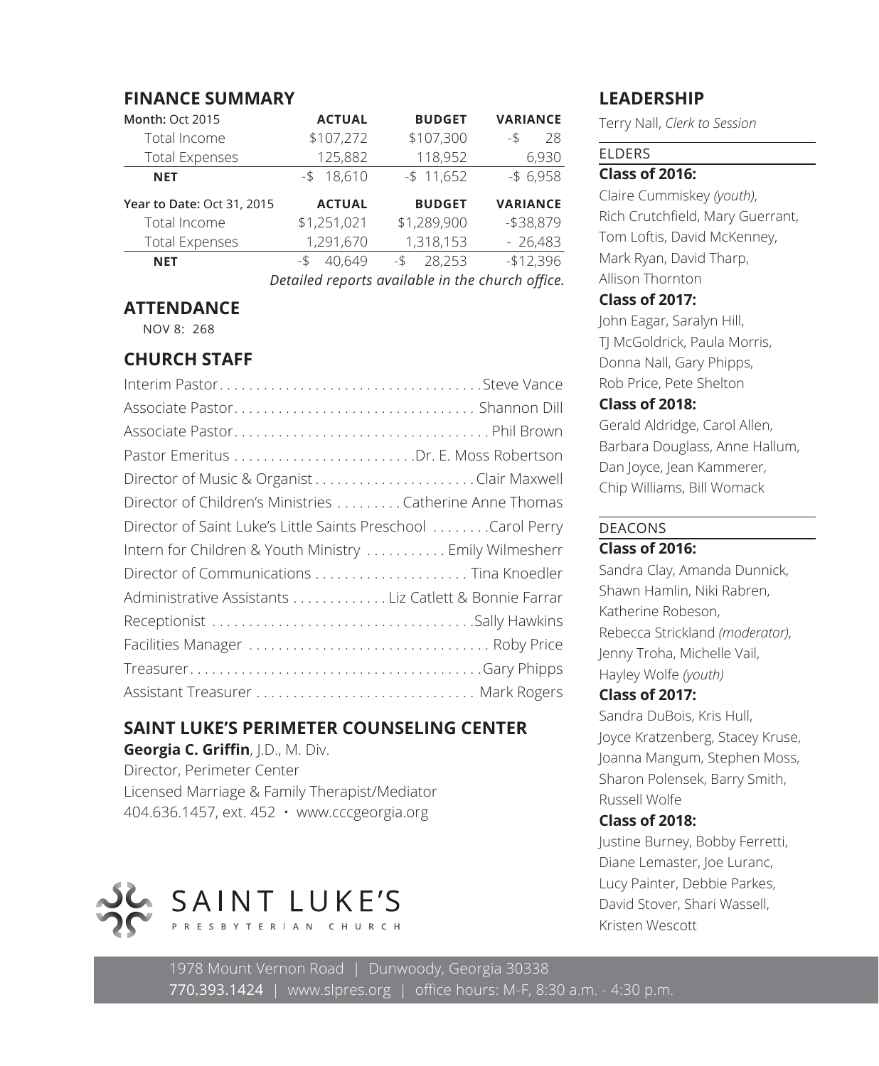## FINANCE SUMMARY

| Month: Oct 2015 | ACTUAL | BUDGET | VARIANCE |
|---|---|---|---|
| Total Income | $107,272 | $107,300 | -$ 28 |
| Total Expenses | 125,882 | 118,952 | 6,930 |
| **NET** | -$ 18,610 | -$ 11,652 | -$ 6,958 |

| Year to Date: Oct 31, 2015 | ACTUAL | BUDGET | VARIANCE |
|---|---|---|---|
| Total Income | $1,251,021 | $1,289,900 | -$38,879 |
| Total Expenses | 1,291,670 | 1,318,153 | - 26,483 |
| **NET** | -$ 40,649 | -$ 28,253 | -$12,396 |

*Detailed reports available in the church office.*

## ATTENDANCE

NOV 8: 268

## CHURCH STAFF

Interim Pastor....Steve Vance
Associate Pastor.... Shannon Dill
Associate Pastor.... Phil Brown
Pastor Emeritus ....Dr. E. Moss Robertson
Director of Music & Organist....Clair Maxwell
Director of Children's Ministries .... Catherine Anne Thomas
Director of Saint Luke's Little Saints Preschool ....Carol Perry
Intern for Children & Youth Ministry .... Emily Wilmesherr
Director of Communications .... Tina Knoedler
Administrative Assistants .... Liz Catlett & Bonnie Farrar
Receptionist ....Sally Hawkins
Facilities Manager .... Roby Price
Treasurer....Gary Phipps
Assistant Treasurer .... Mark Rogers

## SAINT LUKE'S PERIMETER COUNSELING CENTER

**Georgia C. Griffin**, J.D., M. Div.
Director, Perimeter Center
Licensed Marriage & Family Therapist/Mediator
404.636.1457, ext. 452 • www.cccgeorgia.org

SAINT LUKE'S
PRESBYTERIAN CHURCH

## LEADERSHIP

Terry Nall, *Clerk to Session*

ELDERS

**Class of 2016:**
Claire Cummiskey *(youth)*, Rich Crutchfield, Mary Guerrant, Tom Loftis, David McKenney, Mark Ryan, David Tharp, Allison Thornton

**Class of 2017:**
John Eagar, Saralyn Hill, TJ McGoldrick, Paula Morris, Donna Nall, Gary Phipps, Rob Price, Pete Shelton

**Class of 2018:**
Gerald Aldridge, Carol Allen, Barbara Douglass, Anne Hallum, Dan Joyce, Jean Kammerer, Chip Williams, Bill Womack

DEACONS

**Class of 2016:**
Sandra Clay, Amanda Dunnick, Shawn Hamlin, Niki Rabren, Katherine Robeson, Rebecca Strickland *(moderator)*, Jenny Troha, Michelle Vail, Hayley Wolfe *(youth)*

**Class of 2017:**
Sandra DuBois, Kris Hull, Joyce Kratzenberg, Stacey Kruse, Joanna Mangum, Stephen Moss, Sharon Polensek, Barry Smith, Russell Wolfe

**Class of 2018:**
Justine Burney, Bobby Ferretti, Diane Lemaster, Joe Luranc, Lucy Painter, Debbie Parkes, David Stover, Shari Wassell, Kristen Wescott

1978 Mount Vernon Road | Dunwoody, Georgia 30338
770.393.1424 | www.slpres.org | office hours: M-F, 8:30 a.m. - 4:30 p.m.